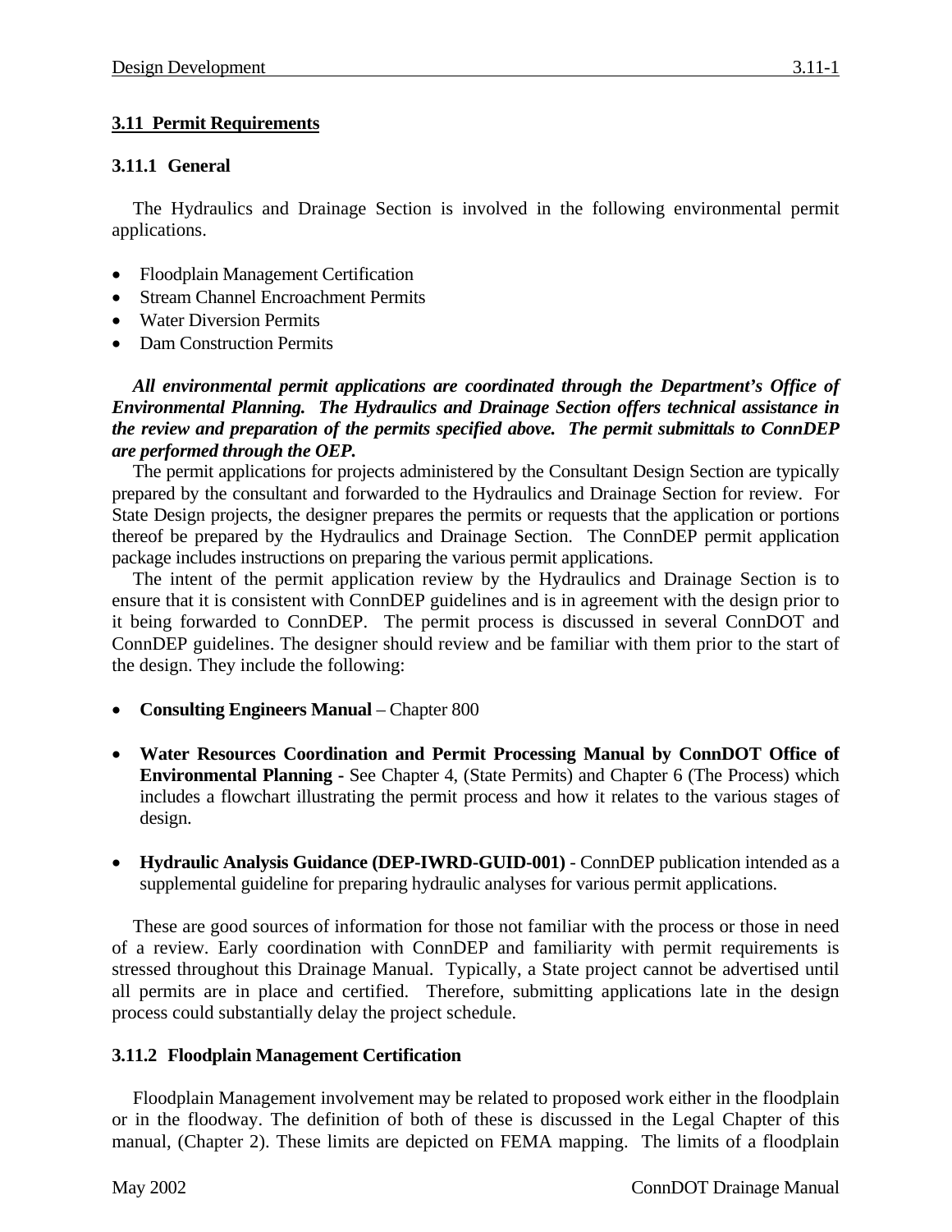## 3.11 Permit Requirements

### 3.11.1 General

The Hydraulics and Drainage Section is involved in the following environmental permit applications.

- Floodplain Management Certification
- Stream Channel Encroachment Permits
- Water Diversion Permits
- Dam Construction Permits

***All environmental permit applications are coordinated through the Department's Office of Environmental Planning. The Hydraulics and Drainage Section offers technical assistance in the review and preparation of the permits specified above. The permit submittals to ConnDEP are performed through the OEP.***

The permit applications for projects administered by the Consultant Design Section are typically prepared by the consultant and forwarded to the Hydraulics and Drainage Section for review. For State Design projects, the designer prepares the permits or requests that the application or portions thereof be prepared by the Hydraulics and Drainage Section. The ConnDEP permit application package includes instructions on preparing the various permit applications.

The intent of the permit application review by the Hydraulics and Drainage Section is to ensure that it is consistent with ConnDEP guidelines and is in agreement with the design prior to it being forwarded to ConnDEP. The permit process is discussed in several ConnDOT and ConnDEP guidelines. The designer should review and be familiar with them prior to the start of the design. They include the following:

- **Consulting Engineers Manual** – Chapter 800
- **Water Resources Coordination and Permit Processing Manual by ConnDOT Office of Environmental Planning -** See Chapter 4, (State Permits) and Chapter 6 (The Process) which includes a flowchart illustrating the permit process and how it relates to the various stages of design.
- **Hydraulic Analysis Guidance (DEP-IWRD-GUID-001)** - ConnDEP publication intended as a supplemental guideline for preparing hydraulic analyses for various permit applications.

These are good sources of information for those not familiar with the process or those in need of a review. Early coordination with ConnDEP and familiarity with permit requirements is stressed throughout this Drainage Manual. Typically, a State project cannot be advertised until all permits are in place and certified. Therefore, submitting applications late in the design process could substantially delay the project schedule.

### 3.11.2 Floodplain Management Certification

Floodplain Management involvement may be related to proposed work either in the floodplain or in the floodway. The definition of both of these is discussed in the Legal Chapter of this manual, (Chapter 2). These limits are depicted on FEMA mapping. The limits of a floodplain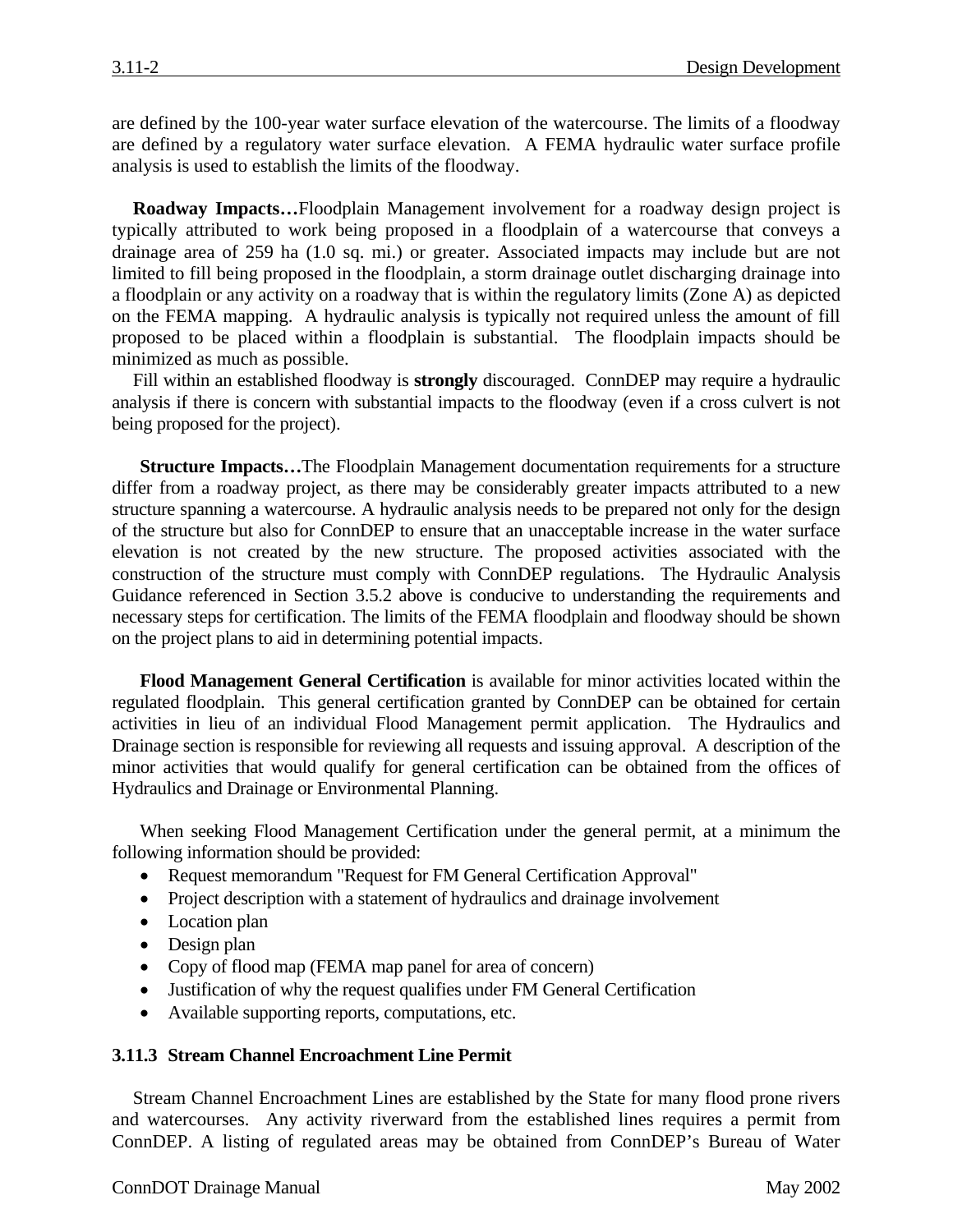are defined by the 100-year water surface elevation of the watercourse. The limits of a floodway are defined by a regulatory water surface elevation. A FEMA hydraulic water surface profile analysis is used to establish the limits of the floodway.

**Roadway Impacts…**Floodplain Management involvement for a roadway design project is typically attributed to work being proposed in a floodplain of a watercourse that conveys a drainage area of 259 ha (1.0 sq. mi.) or greater. Associated impacts may include but are not limited to fill being proposed in the floodplain, a storm drainage outlet discharging drainage into a floodplain or any activity on a roadway that is within the regulatory limits (Zone A) as depicted on the FEMA mapping. A hydraulic analysis is typically not required unless the amount of fill proposed to be placed within a floodplain is substantial. The floodplain impacts should be minimized as much as possible.

Fill within an established floodway is **strongly** discouraged. ConnDEP may require a hydraulic analysis if there is concern with substantial impacts to the floodway (even if a cross culvert is not being proposed for the project).

**Structure Impacts…**The Floodplain Management documentation requirements for a structure differ from a roadway project, as there may be considerably greater impacts attributed to a new structure spanning a watercourse. A hydraulic analysis needs to be prepared not only for the design of the structure but also for ConnDEP to ensure that an unacceptable increase in the water surface elevation is not created by the new structure. The proposed activities associated with the construction of the structure must comply with ConnDEP regulations. The Hydraulic Analysis Guidance referenced in Section 3.5.2 above is conducive to understanding the requirements and necessary steps for certification. The limits of the FEMA floodplain and floodway should be shown on the project plans to aid in determining potential impacts.

**Flood Management General Certification** is available for minor activities located within the regulated floodplain. This general certification granted by ConnDEP can be obtained for certain activities in lieu of an individual Flood Management permit application. The Hydraulics and Drainage section is responsible for reviewing all requests and issuing approval. A description of the minor activities that would qualify for general certification can be obtained from the offices of Hydraulics and Drainage or Environmental Planning.

When seeking Flood Management Certification under the general permit, at a minimum the following information should be provided:

- Request memorandum "Request for FM General Certification Approval"
- Project description with a statement of hydraulics and drainage involvement
- Location plan
- Design plan
- Copy of flood map (FEMA map panel for area of concern)
- Justification of why the request qualifies under FM General Certification
- Available supporting reports, computations, etc.

### 3.11.3 Stream Channel Encroachment Line Permit

Stream Channel Encroachment Lines are established by the State for many flood prone rivers and watercourses. Any activity riverward from the established lines requires a permit from ConnDEP. A listing of regulated areas may be obtained from ConnDEP's Bureau of Water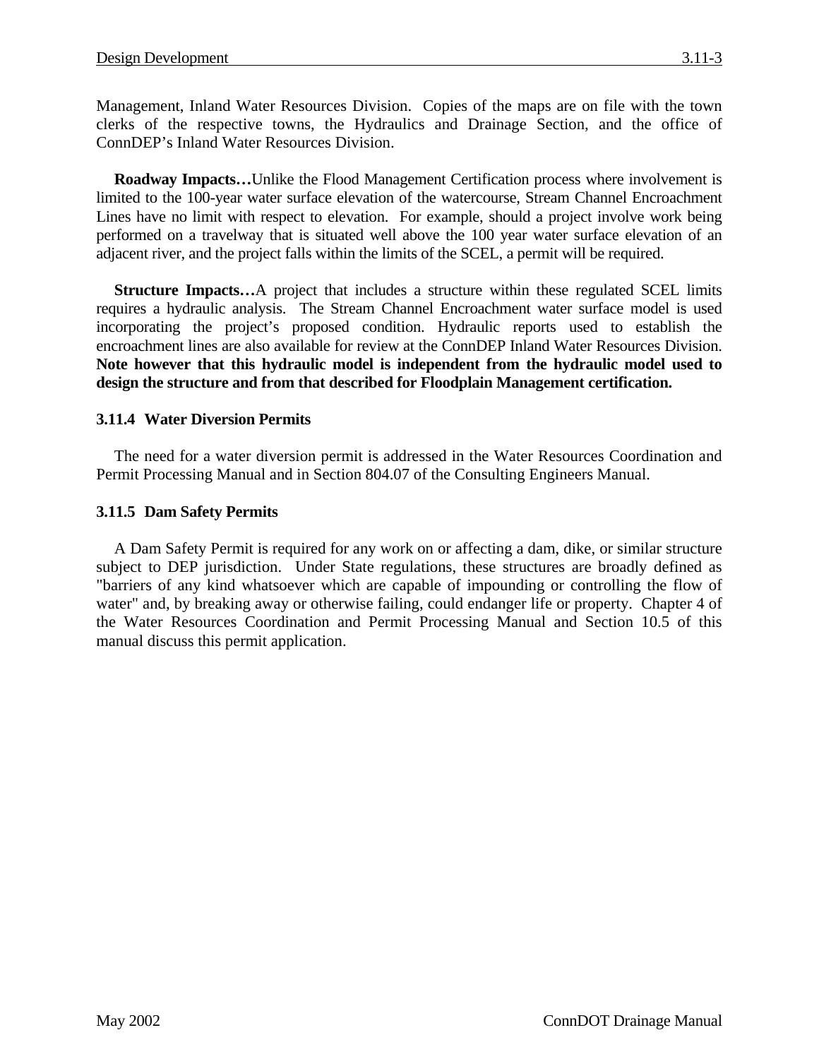Management, Inland Water Resources Division. Copies of the maps are on file with the town clerks of the respective towns, the Hydraulics and Drainage Section, and the office of ConnDEP's Inland Water Resources Division.

**Roadway Impacts…**Unlike the Flood Management Certification process where involvement is limited to the 100-year water surface elevation of the watercourse, Stream Channel Encroachment Lines have no limit with respect to elevation. For example, should a project involve work being performed on a travelway that is situated well above the 100 year water surface elevation of an adjacent river, and the project falls within the limits of the SCEL, a permit will be required.

**Structure Impacts…**A project that includes a structure within these regulated SCEL limits requires a hydraulic analysis. The Stream Channel Encroachment water surface model is used incorporating the project's proposed condition. Hydraulic reports used to establish the encroachment lines are also available for review at the ConnDEP Inland Water Resources Division. **Note however that this hydraulic model is independent from the hydraulic model used to design the structure and from that described for Floodplain Management certification.**

### 3.11.4 Water Diversion Permits

The need for a water diversion permit is addressed in the Water Resources Coordination and Permit Processing Manual and in Section 804.07 of the Consulting Engineers Manual.

### 3.11.5 Dam Safety Permits

A Dam Safety Permit is required for any work on or affecting a dam, dike, or similar structure subject to DEP jurisdiction. Under State regulations, these structures are broadly defined as "barriers of any kind whatsoever which are capable of impounding or controlling the flow of water" and, by breaking away or otherwise failing, could endanger life or property. Chapter 4 of the Water Resources Coordination and Permit Processing Manual and Section 10.5 of this manual discuss this permit application.